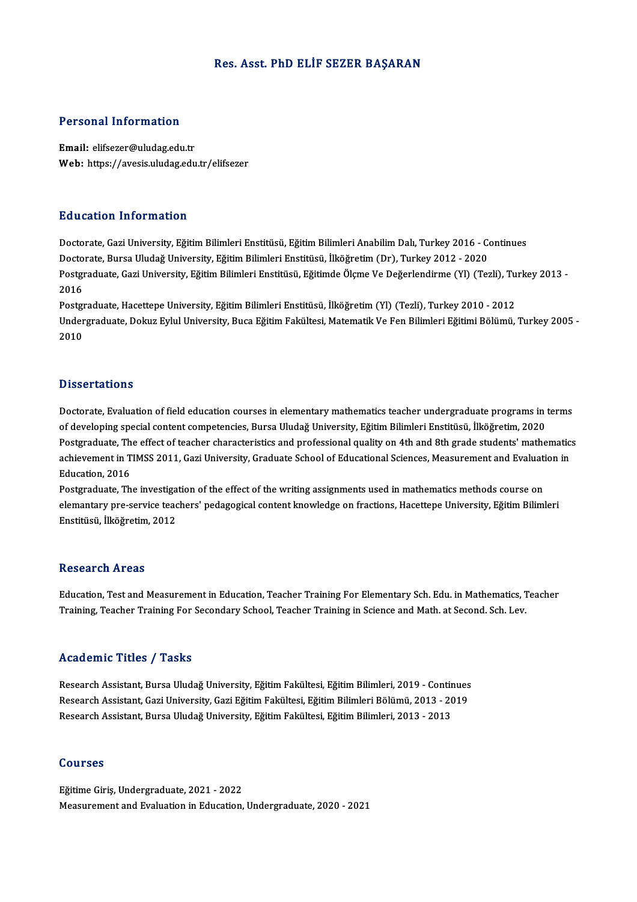# Res. Asst. PhD ELİF SEZER BAŞARAN

## Personal Information

**Email:** elifsezer@uludag.edu.tr
**Web:** https://avesis.uludag.edu.tr/elifsezer

## Education Information

Doctorate, Gazi University, Eğitim Bilimleri Enstitüsü, Eğitim Bilimleri Anabilim Dalı, Turkey 2016 - Continues
Doctorate, Bursa Uludağ University, Eğitim Bilimleri Enstitüsü, İlköğretim (Dr), Turkey 2012 - 2020
Postgraduate, Gazi University, Eğitim Bilimleri Enstitüsü, Eğitimde Ölçme Ve Değerlendirme (Yl) (Tezli), Turkey 2013 - 2016
Postgraduate, Hacettepe University, Eğitim Bilimleri Enstitüsü, İlköğretim (Yl) (Tezli), Turkey 2010 - 2012
Undergraduate, Dokuz Eylul University, Buca Eğitim Fakültesi, Matematik Ve Fen Bilimleri Eğitimi Bölümü, Turkey 2005 - 2010

## Dissertations

Doctorate, Evaluation of field education courses in elementary mathematics teacher undergraduate programs in terms of developing special content competencies, Bursa Uludağ University, Eğitim Bilimleri Enstitüsü, İlköğretim, 2020
Postgraduate, The effect of teacher characteristics and professional quality on 4th and 8th grade students' mathematics achievement in TIMSS 2011, Gazi University, Graduate School of Educational Sciences, Measurement and Evaluation in Education, 2016
Postgraduate, The investigation of the effect of the writing assignments used in mathematics methods course on elemantary pre-service teachers' pedagogical content knowledge on fractions, Hacettepe University, Eğitim Bilimleri Enstitüsü, İlköğretim, 2012

## Research Areas

Education, Test and Measurement in Education, Teacher Training For Elementary Sch. Edu. in Mathematics, Teacher Training, Teacher Training For Secondary School, Teacher Training in Science and Math. at Second. Sch. Lev.

## Academic Titles / Tasks

Research Assistant, Bursa Uludağ University, Eğitim Fakültesi, Eğitim Bilimleri, 2019 - Continues
Research Assistant, Gazi University, Gazi Eğitim Fakültesi, Eğitim Bilimleri Bölümü, 2013 - 2019
Research Assistant, Bursa Uludağ University, Eğitim Fakültesi, Eğitim Bilimleri, 2013 - 2013

## Courses

Eğitime Giriş, Undergraduate, 2021 - 2022
Measurement and Evaluation in Education, Undergraduate, 2020 - 2021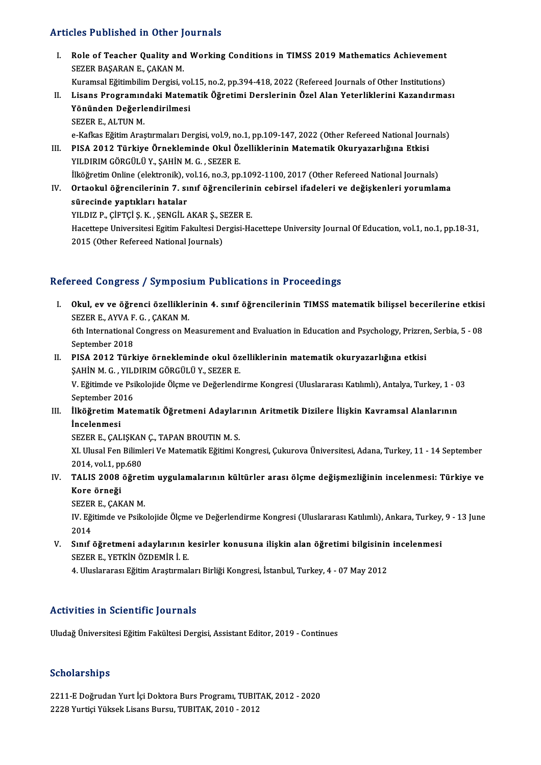## Articles Published in Other Journals

I. **Role of Teacher Quality and Working Conditions in TIMSS 2019 Mathematics Achievement**
SEZER BAŞARAN E., ÇAKAN M.
Kuramsal Eğitimbilim Dergisi, vol.15, no.2, pp.394-418, 2022 (Refereed Journals of Other Institutions)

II. **Lisans Programındaki Matematik Öğretimi Derslerinin Özel Alan Yeterliklerini Kazandırması Yönünden Değerlendirilmesi**
SEZER E., ALTUN M.
e-Kafkas Eğitim Araştırmaları Dergisi, vol.9, no.1, pp.109-147, 2022 (Other Refereed National Journals)

III. **PISA 2012 Türkiye Örnekleminde Okul Özelliklerinin Matematik Okuryazarlığına Etkisi**
YILDIRIM GÖRGÜLÜ Y., ŞAHİN M. G. , SEZER E.
İlköğretim Online (elektronik), vol.16, no.3, pp.1092-1100, 2017 (Other Refereed National Journals)

IV. **Ortaokul öğrencilerinin 7. sınıf öğrencilerinin cebirsel ifadeleri ve değişkenleri yorumlama sürecinde yaptıkları hatalar**
YILDIZ P., ÇİFTÇİ Ş. K. , ŞENGİL AKAR Ş., SEZER E.
Hacettepe Universitesi Egitim Fakultesi Dergisi-Hacettepe University Journal Of Education, vol.1, no.1, pp.18-31, 2015 (Other Refereed National Journals)

## Refereed Congress / Symposium Publications in Proceedings

I. **Okul, ev ve öğrenci özelliklerinin 4. sınıf öğrencilerinin TIMSS matematik bilişsel becerilerine etkisi**
SEZER E., AYVA F. G. , ÇAKAN M.
6th International Congress on Measurement and Evaluation in Education and Psychology, Prizren, Serbia, 5 - 08 September 2018

II. **PISA 2012 Türkiye örnekleminde okul özelliklerinin matematik okuryazarlığına etkisi**
ŞAHİN M. G. , YILDIRIM GÖRGÜLÜ Y., SEZER E.
V. Eğitimde ve Psikolojide Ölçme ve Değerlendirme Kongresi (Uluslararası Katılımlı), Antalya, Turkey, 1 - 03 September 2016

III. **İlköğretim Matematik Öğretmeni Adaylarının Aritmetik Dizilere İlişkin Kavramsal Alanlarının İncelenmesi**
SEZER E., ÇALIŞKAN Ç., TAPAN BROUTIN M. S.
XI. Ulusal Fen Bilimleri Ve Matematik Eğitimi Kongresi, Çukurova Üniversitesi, Adana, Turkey, 11 - 14 September 2014, vol.1, pp.680

IV. **TALIS 2008 öğretim uygulamalarının kültürler arası ölçme değişmezliğinin incelenmesi: Türkiye ve Kore örneği**
SEZER E., ÇAKAN M.
IV. Eğitimde ve Psikolojide Ölçme ve Değerlendirme Kongresi (Uluslararası Katılımlı), Ankara, Turkey, 9 - 13 June 2014

V. **Sınıf öğretmeni adaylarının kesirler konusuna ilişkin alan öğretimi bilgisinin incelenmesi**
SEZER E., YETKİN ÖZDEMİR İ. E.
4. Uluslararası Eğitim Araştırmaları Birliği Kongresi, İstanbul, Turkey, 4 - 07 May 2012

## Activities in Scientific Journals

Uludağ Üniversitesi Eğitim Fakültesi Dergisi, Assistant Editor, 2019 - Continues

## Scholarships

2211-E Doğrudan Yurt İçi Doktora Burs Programı, TUBITAK, 2012 - 2020
2228 Yurtiçi Yüksek Lisans Bursu, TUBITAK, 2010 - 2012